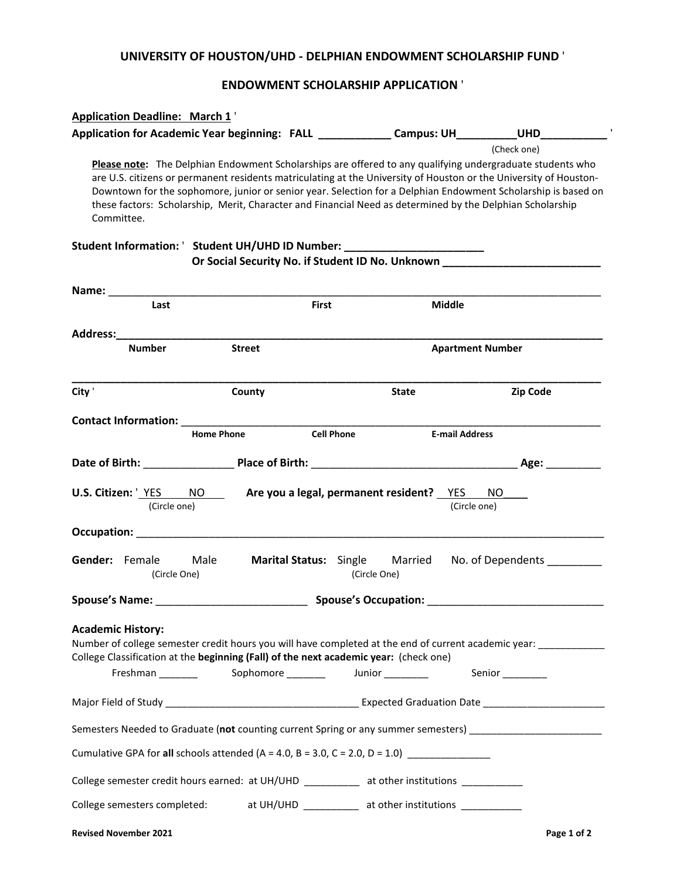# UNIVERSITY OF HOUSTON/UHD - DELPHIAN ENDOWMENT SCHOLARSHIP FUND

## ENDOWMENT SCHOLARSHIP APPLICATION

**Application Deadline: March 1**

**Application for Academic Year beginning: FALL ____________ Campus: UH__________UHD___________**
(Check one)

**Please note:** The Delphian Endowment Scholarships are offered to any qualifying undergraduate students who are U.S. citizens or permanent residents matriculating at the University of Houston or the University of Houston-Downtown for the sophomore, junior or senior year. Selection for a Delphian Endowment Scholarship is based on these factors: Scholarship, Merit, Character and Financial Need as determined by the Delphian Scholarship Committee.

**Student Information:** **Student UH/UHD ID Number: _______________________**
**Or Social Security No. if Student ID No. Unknown __________________________**

**Name:** ____________________________________________________________________________
Last First Middle

**Address:**__________________________________________________________________________
Number Street Apartment Number

_____________________________________________________________________________________
City County State Zip Code

**Contact Information:** ____________________________________________________________
Home Phone Cell Phone E-mail Address

**Date of Birth:** _______________ **Place of Birth:** __________________________________ **Age:** _________

**U.S. Citizen:** YES NO (Circle one) **Are you a legal, permanent resident?** YES NO (Circle one)

**Occupation:** _______________________________________________________________________

**Gender:** Female Male (Circle One) **Marital Status:** Single Married (Circle One) No. of Dependents _________

**Spouse's Name:** _________________________ **Spouse's Occupation:** _____________________________

**Academic History:**

Number of college semester credit hours you will have completed at the end of current academic year: ____________

College Classification at the **beginning (Fall) of the next academic year:** (check one)

Freshman _______ Sophomore _______ Junior ________ Senior ________

Major Field of Study __________________________________ Expected Graduation Date ______________________

Semesters Needed to Graduate (**not** counting current Spring or any summer semesters) ________________________

Cumulative GPA for **all** schools attended (A = 4.0, B = 3.0, C = 2.0, D = 1.0) _______________

College semester credit hours earned: at UH/UHD __________ at other institutions ___________

College semesters completed: at UH/UHD __________ at other institutions ___________

Revised November 2021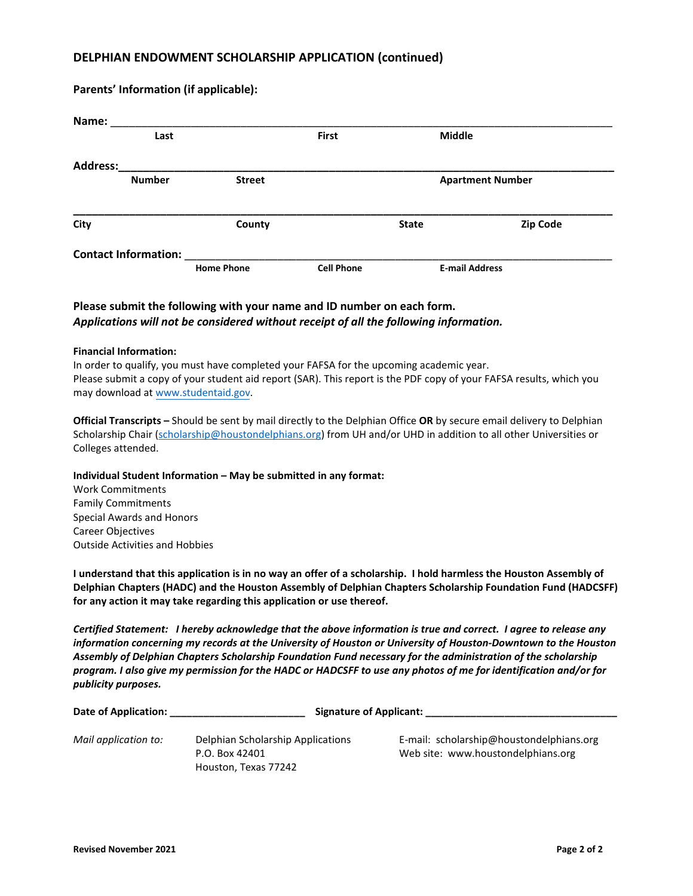## DELPHIAN ENDOWMENT SCHOLARSHIP APPLICATION (continued)

**Parents' Information (if applicable):**

**Name:** ______________________________________________________________

| | | |
|---|---|---|
| **Last** | **First** | **Middle** |

**Address:** ______________________________________________________________

| | | |
|---|---|---|
| **Number** | **Street** | **Apartment Number** |

______________________________________________________________

| | | | |
|---|---|---|---|
| **City** | **County** | **State** | **Zip Code** |

**Contact Information:** ______________________________________________________________

| | | |
|---|---|---|
| **Home Phone** | **Cell Phone** | **E-mail Address** |

**Please submit the following with your name and ID number on each form.**
***Applications will not be considered without receipt of all the following information.***

**Financial Information:**
In order to qualify, you must have completed your FAFSA for the upcoming academic year.
Please submit a copy of your student aid report (SAR). This report is the PDF copy of your FAFSA results, which you may download at www.studentaid.gov.

**Official Transcripts –** Should be sent by mail directly to the Delphian Office **OR** by secure email delivery to Delphian Scholarship Chair (scholarship@houstondelphians.org) from UH and/or UHD in addition to all other Universities or Colleges attended.

**Individual Student Information – May be submitted in any format:**
Work Commitments
Family Commitments
Special Awards and Honors
Career Objectives
Outside Activities and Hobbies

**I understand that this application is in no way an offer of a scholarship. I hold harmless the Houston Assembly of Delphian Chapters (HADC) and the Houston Assembly of Delphian Chapters Scholarship Foundation Fund (HADCSFF) for any action it may take regarding this application or use thereof.**

***Certified Statement: I hereby acknowledge that the above information is true and correct. I agree to release any information concerning my records at the University of Houston or University of Houston-Downtown to the Houston Assembly of Delphian Chapters Scholarship Foundation Fund necessary for the administration of the scholarship program. I also give my permission for the HADC or HADCSFF to use any photos of me for identification and/or for publicity purposes.***

**Date of Application:** ________________________ **Signature of Applicant:** __________________________________

*Mail application to:*

Delphian Scholarship Applications
P.O. Box 42401
Houston, Texas 77242

E-mail: scholarship@houstondelphians.org
Web site: www.houstondelphians.org

**Revised November 2021**